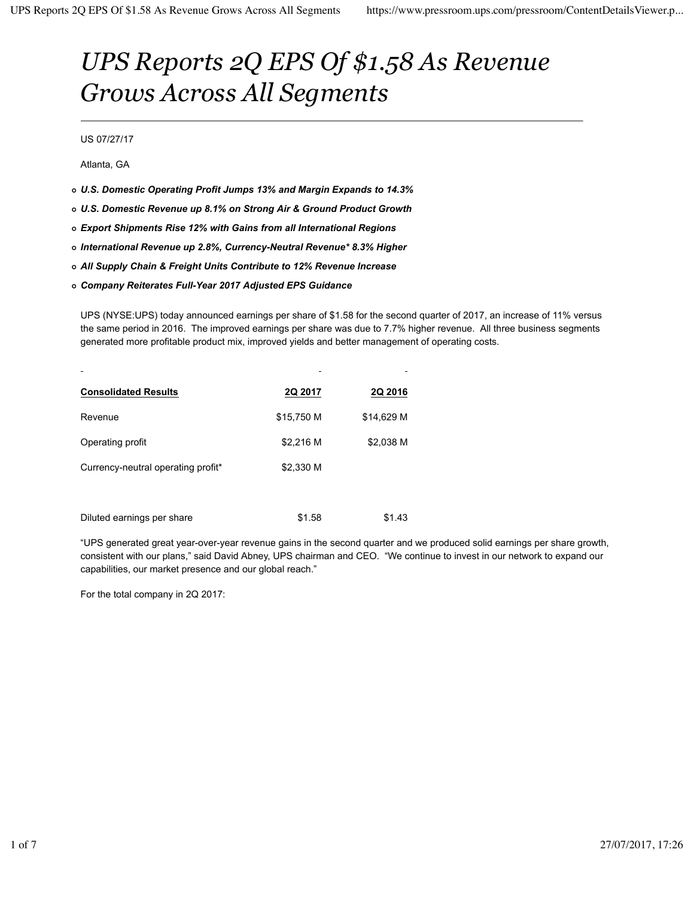# UPS Reports 2Q EPS Of $1.58 As Revenue Grows Across All Segments

US 07/27/17

Atlanta, GA

- ***U.S. Domestic Operating Profit Jumps 13% and Margin Expands to 14.3%***
- ***U.S. Domestic Revenue up 8.1% on Strong Air & Ground Product Growth***
- ***Export Shipments Rise 12% with Gains from all International Regions***
- ***International Revenue up 2.8%, Currency-Neutral Revenue* 8.3% Higher***
- ***All Supply Chain & Freight Units Contribute to 12% Revenue Increase***
- ***Company Reiterates Full-Year 2017 Adjusted EPS Guidance***

UPS (NYSE:UPS) today announced earnings per share of $1.58 for the second quarter of 2017, an increase of 11% versus the same period in 2016. The improved earnings per share was due to 7.7% higher revenue. All three business segments generated more profitable product mix, improved yields and better management of operating costs.

| Consolidated Results | 2Q 2017 | 2Q 2016 |
|---|---|---|
| Revenue | $15,750 M | $14,629 M |
| Operating profit | $2,216 M | $2,038 M |
| Currency-neutral operating profit* | $2,330 M | |
| | | |
| Diluted earnings per share | $1.58 | $1.43 |

"UPS generated great year-over-year revenue gains in the second quarter and we produced solid earnings per share growth, consistent with our plans," said David Abney, UPS chairman and CEO. "We continue to invest in our network to expand our capabilities, our market presence and our global reach."

For the total company in 2Q 2017: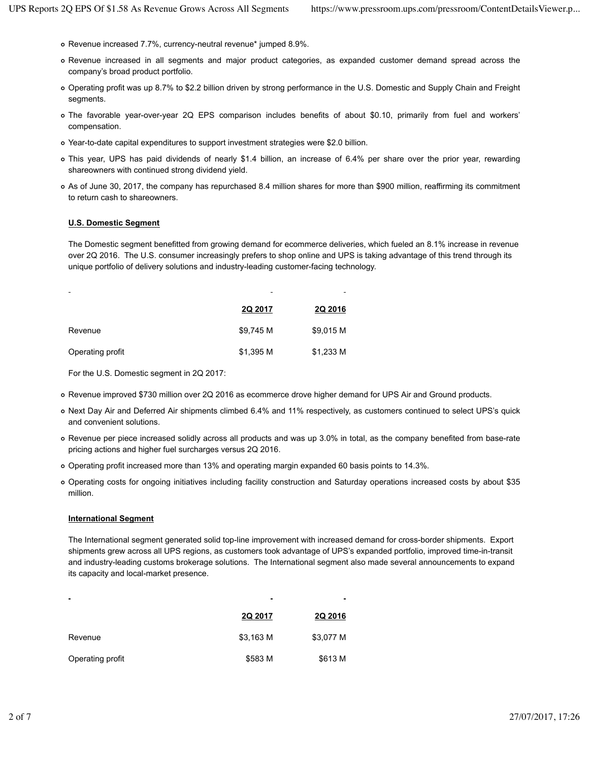- Revenue increased 7.7%, currency-neutral revenue* jumped 8.9%.
- Revenue increased in all segments and major product categories, as expanded customer demand spread across the company's broad product portfolio.
- Operating profit was up 8.7% to $2.2 billion driven by strong performance in the U.S. Domestic and Supply Chain and Freight segments.
- The favorable year-over-year 2Q EPS comparison includes benefits of about $0.10, primarily from fuel and workers' compensation.
- Year-to-date capital expenditures to support investment strategies were $2.0 billion.
- This year, UPS has paid dividends of nearly $1.4 billion, an increase of 6.4% per share over the prior year, rewarding shareowners with continued strong dividend yield.
- As of June 30, 2017, the company has repurchased 8.4 million shares for more than $900 million, reaffirming its commitment to return cash to shareowners.

**U.S. Domestic Segment**

The Domestic segment benefitted from growing demand for ecommerce deliveries, which fueled an 8.1% increase in revenue over 2Q 2016. The U.S. consumer increasingly prefers to shop online and UPS is taking advantage of this trend through its unique portfolio of delivery solutions and industry-leading customer-facing technology.

| | 2Q 2017 | 2Q 2016 |
|---|---|---|
| Revenue | $9,745 M | $9,015 M |
| Operating profit | $1,395 M | $1,233 M |

For the U.S. Domestic segment in 2Q 2017:

- Revenue improved $730 million over 2Q 2016 as ecommerce drove higher demand for UPS Air and Ground products.
- Next Day Air and Deferred Air shipments climbed 6.4% and 11% respectively, as customers continued to select UPS's quick and convenient solutions.
- Revenue per piece increased solidly across all products and was up 3.0% in total, as the company benefited from base-rate pricing actions and higher fuel surcharges versus 2Q 2016.
- Operating profit increased more than 13% and operating margin expanded 60 basis points to 14.3%.
- Operating costs for ongoing initiatives including facility construction and Saturday operations increased costs by about $35 million.

**International Segment**

The International segment generated solid top-line improvement with increased demand for cross-border shipments. Export shipments grew across all UPS regions, as customers took advantage of UPS's expanded portfolio, improved time-in-transit and industry-leading customs brokerage solutions. The International segment also made several announcements to expand its capacity and local-market presence.

| | 2Q 2017 | 2Q 2016 |
|---|---|---|
| Revenue | $3,163 M | $3,077 M |
| Operating profit | $583 M | $613 M |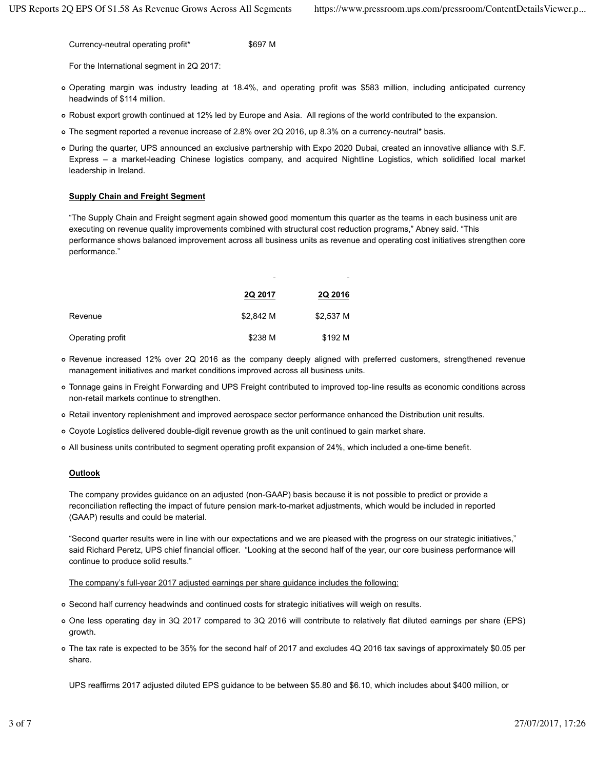| Currency-neutral operating profit* | $697 M |
| --- | --- |

For the International segment in 2Q 2017:

- Operating margin was industry leading at 18.4%, and operating profit was $583 million, including anticipated currency headwinds of $114 million.
- Robust export growth continued at 12% led by Europe and Asia. All regions of the world contributed to the expansion.
- The segment reported a revenue increase of 2.8% over 2Q 2016, up 8.3% on a currency-neutral* basis.
- During the quarter, UPS announced an exclusive partnership with Expo 2020 Dubai, created an innovative alliance with S.F. Express – a market-leading Chinese logistics company, and acquired Nightline Logistics, which solidified local market leadership in Ireland.

**Supply Chain and Freight Segment**

"The Supply Chain and Freight segment again showed good momentum this quarter as the teams in each business unit are executing on revenue quality improvements combined with structural cost reduction programs," Abney said. "This performance shows balanced improvement across all business units as revenue and operating cost initiatives strengthen core performance."

| | 2Q 2017 | 2Q 2016 |
| --- | --- | --- |
| Revenue | $2,842 M | $2,537 M |
| Operating profit | $238 M | $192 M |

- Revenue increased 12% over 2Q 2016 as the company deeply aligned with preferred customers, strengthened revenue management initiatives and market conditions improved across all business units.
- Tonnage gains in Freight Forwarding and UPS Freight contributed to improved top-line results as economic conditions across non-retail markets continue to strengthen.
- Retail inventory replenishment and improved aerospace sector performance enhanced the Distribution unit results.
- Coyote Logistics delivered double-digit revenue growth as the unit continued to gain market share.
- All business units contributed to segment operating profit expansion of 24%, which included a one-time benefit.

**Outlook**

The company provides guidance on an adjusted (non-GAAP) basis because it is not possible to predict or provide a reconciliation reflecting the impact of future pension mark-to-market adjustments, which would be included in reported (GAAP) results and could be material.

"Second quarter results were in line with our expectations and we are pleased with the progress on our strategic initiatives," said Richard Peretz, UPS chief financial officer. "Looking at the second half of the year, our core business performance will continue to produce solid results."

The company's full-year 2017 adjusted earnings per share guidance includes the following:

- Second half currency headwinds and continued costs for strategic initiatives will weigh on results.
- One less operating day in 3Q 2017 compared to 3Q 2016 will contribute to relatively flat diluted earnings per share (EPS) growth.
- The tax rate is expected to be 35% for the second half of 2017 and excludes 4Q 2016 tax savings of approximately $0.05 per share.

UPS reaffirms 2017 adjusted diluted EPS guidance to be between $5.80 and $6.10, which includes about $400 million, or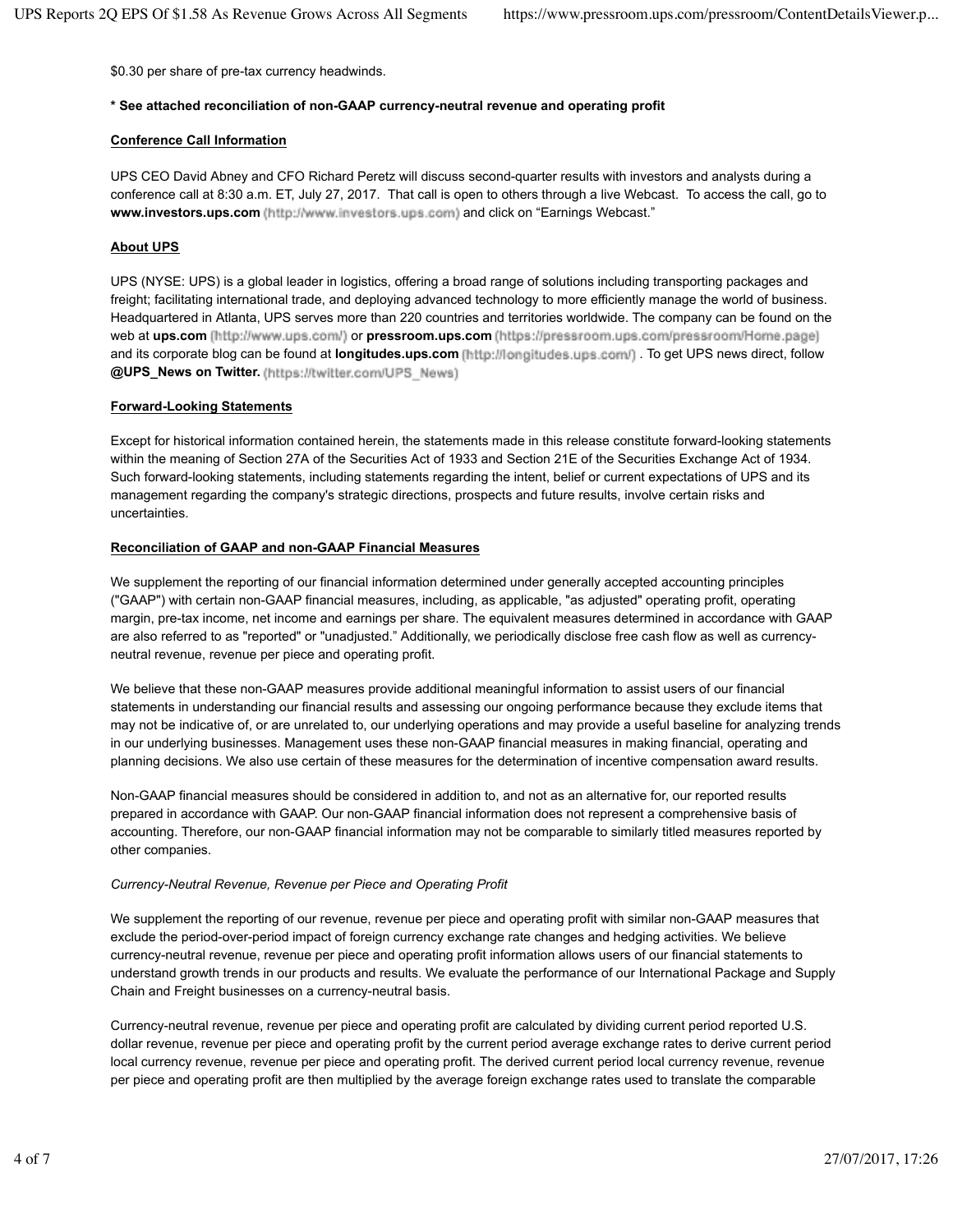$0.30 per share of pre-tax currency headwinds.

**\* See attached reconciliation of non-GAAP currency-neutral revenue and operating profit**

**Conference Call Information**

UPS CEO David Abney and CFO Richard Peretz will discuss second-quarter results with investors and analysts during a conference call at 8:30 a.m. ET, July 27, 2017. That call is open to others through a live Webcast. To access the call, go to **www.investors.ups.com** (http://www.investors.ups.com) and click on “Earnings Webcast.”

**About UPS**

UPS (NYSE: UPS) is a global leader in logistics, offering a broad range of solutions including transporting packages and freight; facilitating international trade, and deploying advanced technology to more efficiently manage the world of business. Headquartered in Atlanta, UPS serves more than 220 countries and territories worldwide. The company can be found on the web at **ups.com** (http://www.ups.com/) or **pressroom.ups.com** (https://pressroom.ups.com/pressroom/Home.page) and its corporate blog can be found at **longitudes.ups.com** (http://longitudes.ups.com/) . To get UPS news direct, follow **@UPS_News on Twitter.** (https://twitter.com/UPS_News)

**Forward-Looking Statements**

Except for historical information contained herein, the statements made in this release constitute forward-looking statements within the meaning of Section 27A of the Securities Act of 1933 and Section 21E of the Securities Exchange Act of 1934. Such forward-looking statements, including statements regarding the intent, belief or current expectations of UPS and its management regarding the company's strategic directions, prospects and future results, involve certain risks and uncertainties.

**Reconciliation of GAAP and non-GAAP Financial Measures**

We supplement the reporting of our financial information determined under generally accepted accounting principles ("GAAP") with certain non-GAAP financial measures, including, as applicable, "as adjusted" operating profit, operating margin, pre-tax income, net income and earnings per share. The equivalent measures determined in accordance with GAAP are also referred to as "reported" or "unadjusted.” Additionally, we periodically disclose free cash flow as well as currency-neutral revenue, revenue per piece and operating profit.

We believe that these non-GAAP measures provide additional meaningful information to assist users of our financial statements in understanding our financial results and assessing our ongoing performance because they exclude items that may not be indicative of, or are unrelated to, our underlying operations and may provide a useful baseline for analyzing trends in our underlying businesses. Management uses these non-GAAP financial measures in making financial, operating and planning decisions. We also use certain of these measures for the determination of incentive compensation award results.

Non-GAAP financial measures should be considered in addition to, and not as an alternative for, our reported results prepared in accordance with GAAP. Our non-GAAP financial information does not represent a comprehensive basis of accounting. Therefore, our non-GAAP financial information may not be comparable to similarly titled measures reported by other companies.

*Currency-Neutral Revenue, Revenue per Piece and Operating Profit*

We supplement the reporting of our revenue, revenue per piece and operating profit with similar non-GAAP measures that exclude the period-over-period impact of foreign currency exchange rate changes and hedging activities. We believe currency-neutral revenue, revenue per piece and operating profit information allows users of our financial statements to understand growth trends in our products and results. We evaluate the performance of our International Package and Supply Chain and Freight businesses on a currency-neutral basis.

Currency-neutral revenue, revenue per piece and operating profit are calculated by dividing current period reported U.S. dollar revenue, revenue per piece and operating profit by the current period average exchange rates to derive current period local currency revenue, revenue per piece and operating profit. The derived current period local currency revenue, revenue per piece and operating profit are then multiplied by the average foreign exchange rates used to translate the comparable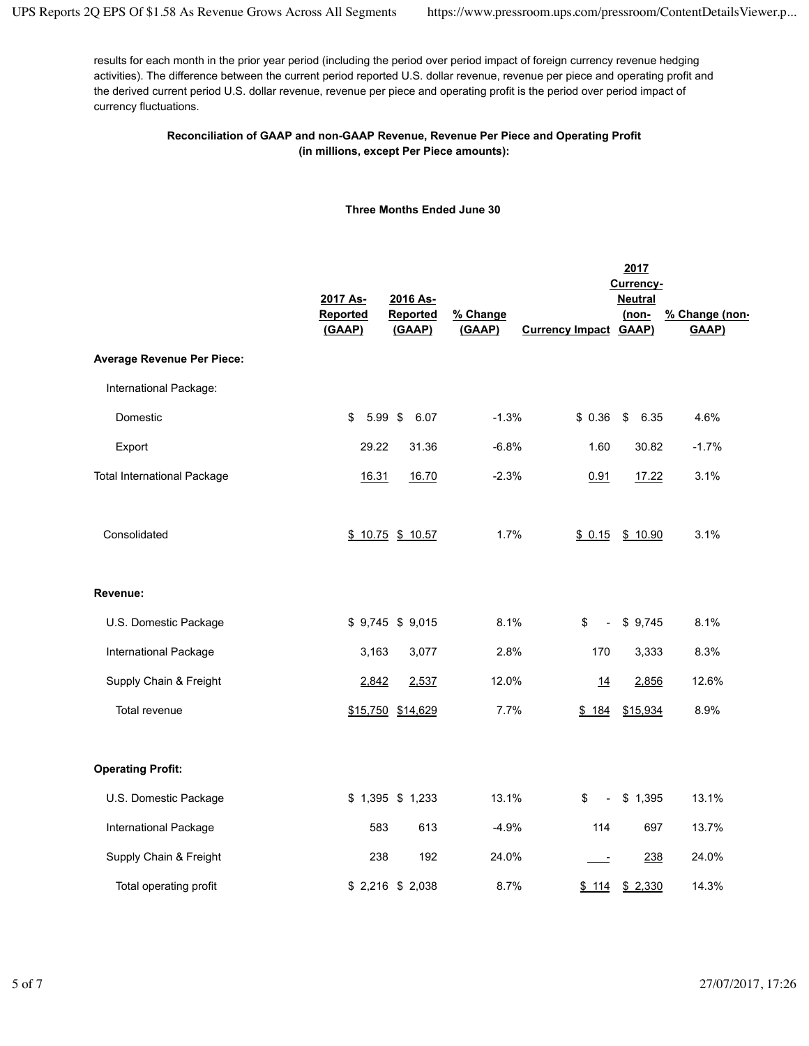results for each month in the prior year period (including the period over period impact of foreign currency revenue hedging activities). The difference between the current period reported U.S. dollar revenue, revenue per piece and operating profit and the derived current period U.S. dollar revenue, revenue per piece and operating profit is the period over period impact of currency fluctuations.

**Reconciliation of GAAP and non-GAAP Revenue, Revenue Per Piece and Operating Profit (in millions, except Per Piece amounts):**

**Three Months Ended June 30**

| | 2017 As-Reported (GAAP) | 2016 As-Reported (GAAP) | % Change (GAAP) | Currency Impact | 2017 Currency-Neutral (non-GAAP) | % Change (non-GAAP) |
|---|---|---|---|---|---|---|
| **Average Revenue Per Piece:** | | | | | | |
| International Package: | | | | | | |
| Domestic | $ 5.99 | $ 6.07 | -1.3% | $ 0.36 | $ 6.35 | 4.6% |
| Export | 29.22 | 31.36 | -6.8% | 1.60 | 30.82 | -1.7% |
| Total International Package | 16.31 | 16.70 | -2.3% | 0.91 | 17.22 | 3.1% |
| Consolidated | $ 10.75 | $ 10.57 | 1.7% | $ 0.15 | $ 10.90 | 3.1% |
| **Revenue:** | | | | | | |
| U.S. Domestic Package | $ 9,745 | $ 9,015 | 8.1% | $ - | $ 9,745 | 8.1% |
| International Package | 3,163 | 3,077 | 2.8% | 170 | 3,333 | 8.3% |
| Supply Chain & Freight | 2,842 | 2,537 | 12.0% | 14 | 2,856 | 12.6% |
| Total revenue | $15,750 | $14,629 | 7.7% | $ 184 | $15,934 | 8.9% |
| **Operating Profit:** | | | | | | |
| U.S. Domestic Package | $ 1,395 | $ 1,233 | 13.1% | $ - | $ 1,395 | 13.1% |
| International Package | 583 | 613 | -4.9% | 114 | 697 | 13.7% |
| Supply Chain & Freight | 238 | 192 | 24.0% | - | 238 | 24.0% |
| Total operating profit | $ 2,216 | $ 2,038 | 8.7% | $ 114 | $ 2,330 | 14.3% |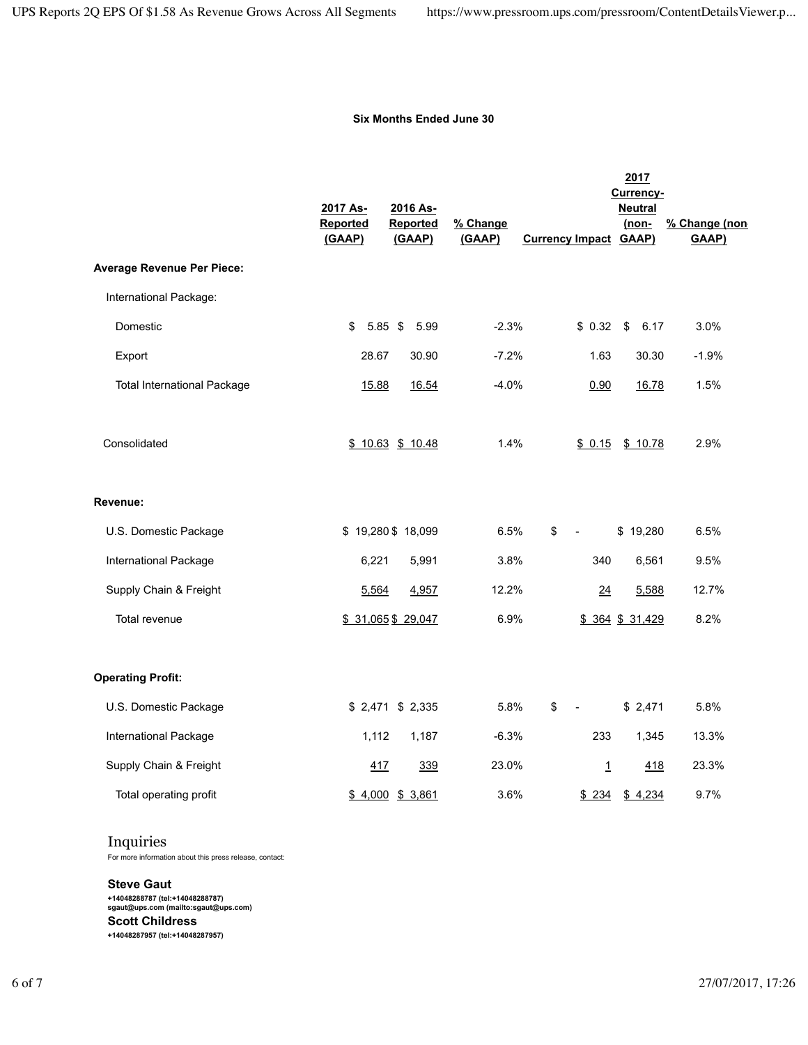**Six Months Ended June 30**

| | 2017 As-Reported (GAAP) | 2016 As-Reported (GAAP) | % Change (GAAP) | Currency Impact | 2017 Currency-Neutral (non-GAAP) | % Change (non GAAP) |
|---|---|---|---|---|---|---|
| **Average Revenue Per Piece:** | | | | | | |
| International Package: | | | | | | |
| Domestic | $ 5.85 | $ 5.99 | -2.3% | $ 0.32 | $ 6.17 | 3.0% |
| Export | 28.67 | 30.90 | -7.2% | 1.63 | 30.30 | -1.9% |
| Total International Package | 15.88 | 16.54 | -4.0% | 0.90 | 16.78 | 1.5% |
| Consolidated | $ 10.63 | $ 10.48 | 1.4% | $ 0.15 | $ 10.78 | 2.9% |
| **Revenue:** | | | | | | |
| U.S. Domestic Package | $ 19,280 | $ 18,099 | 6.5% | $ - | $ 19,280 | 6.5% |
| International Package | 6,221 | 5,991 | 3.8% | 340 | 6,561 | 9.5% |
| Supply Chain & Freight | 5,564 | 4,957 | 12.2% | 24 | 5,588 | 12.7% |
| Total revenue | $ 31,065 | $ 29,047 | 6.9% | $ 364 | $ 31,429 | 8.2% |
| **Operating Profit:** | | | | | | |
| U.S. Domestic Package | $ 2,471 | $ 2,335 | 5.8% | $ - | $ 2,471 | 5.8% |
| International Package | 1,112 | 1,187 | -6.3% | 233 | 1,345 | 13.3% |
| Supply Chain & Freight | 417 | 339 | 23.0% | 1 | 418 | 23.3% |
| Total operating profit | $ 4,000 | $ 3,861 | 3.6% | $ 234 | $ 4,234 | 9.7% |

## Inquiries

For more information about this press release, contact:

**Steve Gaut**
**+14048288787 (tel:+14048288787)**
**sgaut@ups.com (mailto:sgaut@ups.com)**

**Scott Childress**
**+14048287957 (tel:+14048287957)**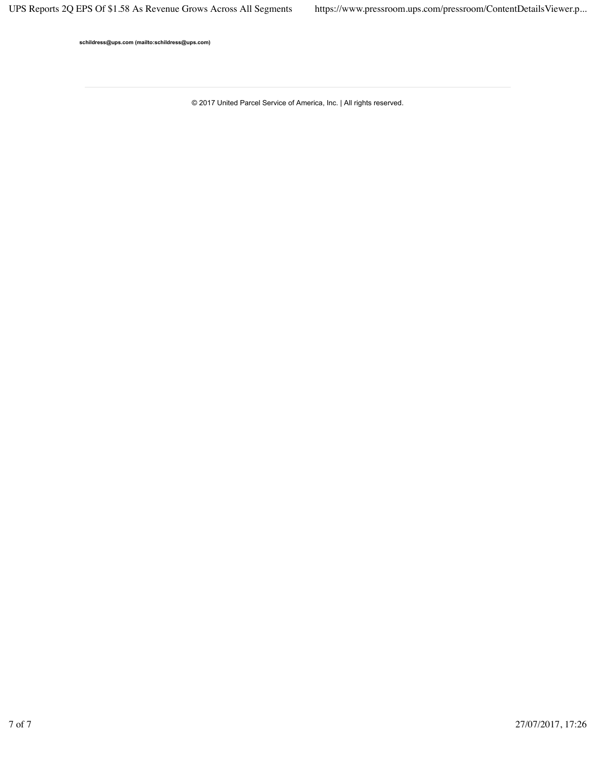**schildress@ups.com (mailto:schildress@ups.com)**

---

© 2017 United Parcel Service of America, Inc. | All rights reserved.